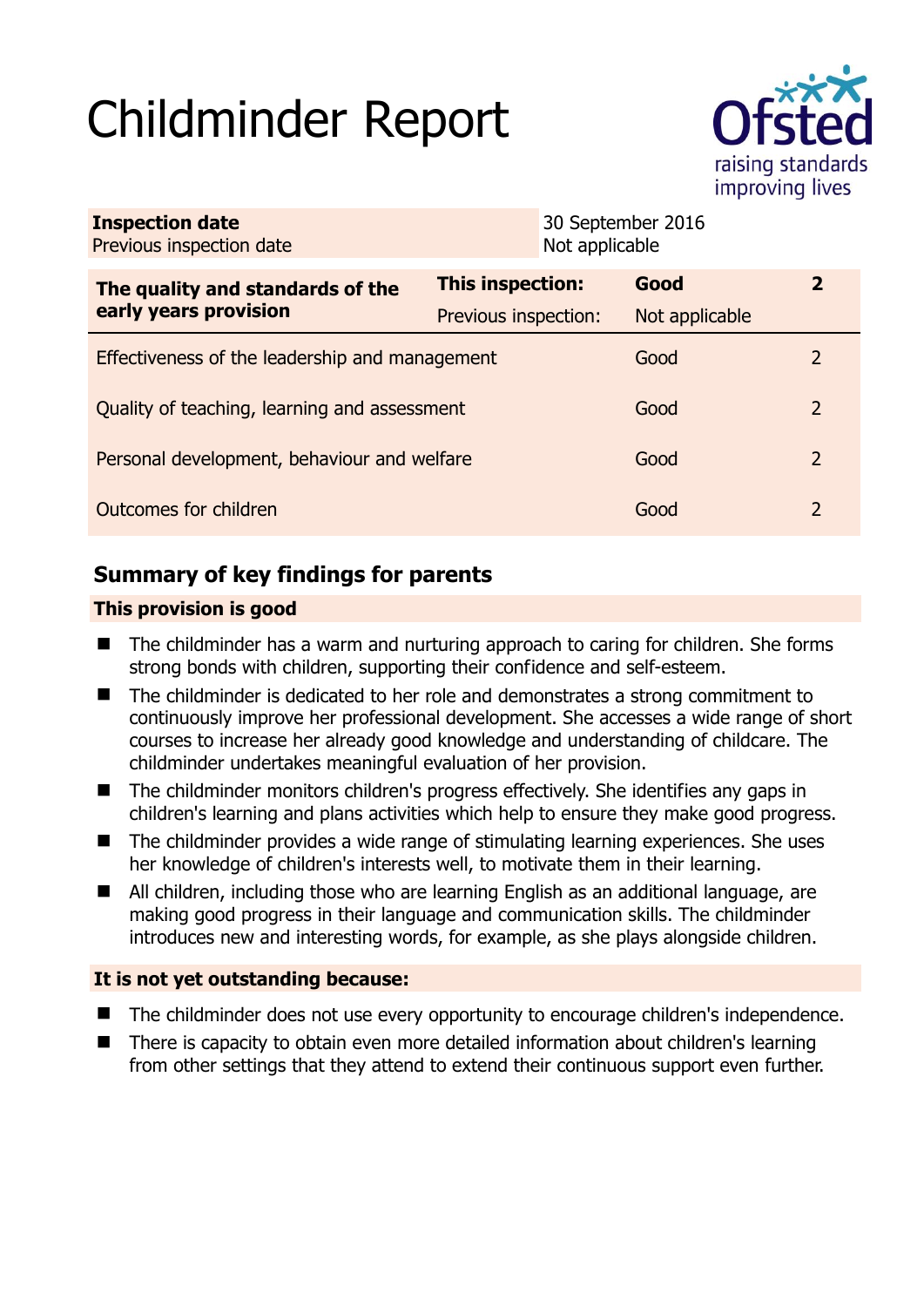# Childminder Report

Ofsted
raising standards
improving lives

| **Inspection date** | 30 September 2016 |
|---|---|
| Previous inspection date | Not applicable |

| **The quality and standards of the early years provision** | **This inspection:** | **Good** | **2** |
|---|---|---|---|
| | Previous inspection: | Not applicable | |
| Effectiveness of the leadership and management | | Good | 2 |
| Quality of teaching, learning and assessment | | Good | 2 |
| Personal development, behaviour and welfare | | Good | 2 |
| Outcomes for children | | Good | 2 |

## Summary of key findings for parents

### This provision is good

- The childminder has a warm and nurturing approach to caring for children. She forms strong bonds with children, supporting their confidence and self-esteem.
- The childminder is dedicated to her role and demonstrates a strong commitment to continuously improve her professional development. She accesses a wide range of short courses to increase her already good knowledge and understanding of childcare. The childminder undertakes meaningful evaluation of her provision.
- The childminder monitors children's progress effectively. She identifies any gaps in children's learning and plans activities which help to ensure they make good progress.
- The childminder provides a wide range of stimulating learning experiences. She uses her knowledge of children's interests well, to motivate them in their learning.
- All children, including those who are learning English as an additional language, are making good progress in their language and communication skills. The childminder introduces new and interesting words, for example, as she plays alongside children.

### It is not yet outstanding because:

- The childminder does not use every opportunity to encourage children's independence.
- There is capacity to obtain even more detailed information about children's learning from other settings that they attend to extend their continuous support even further.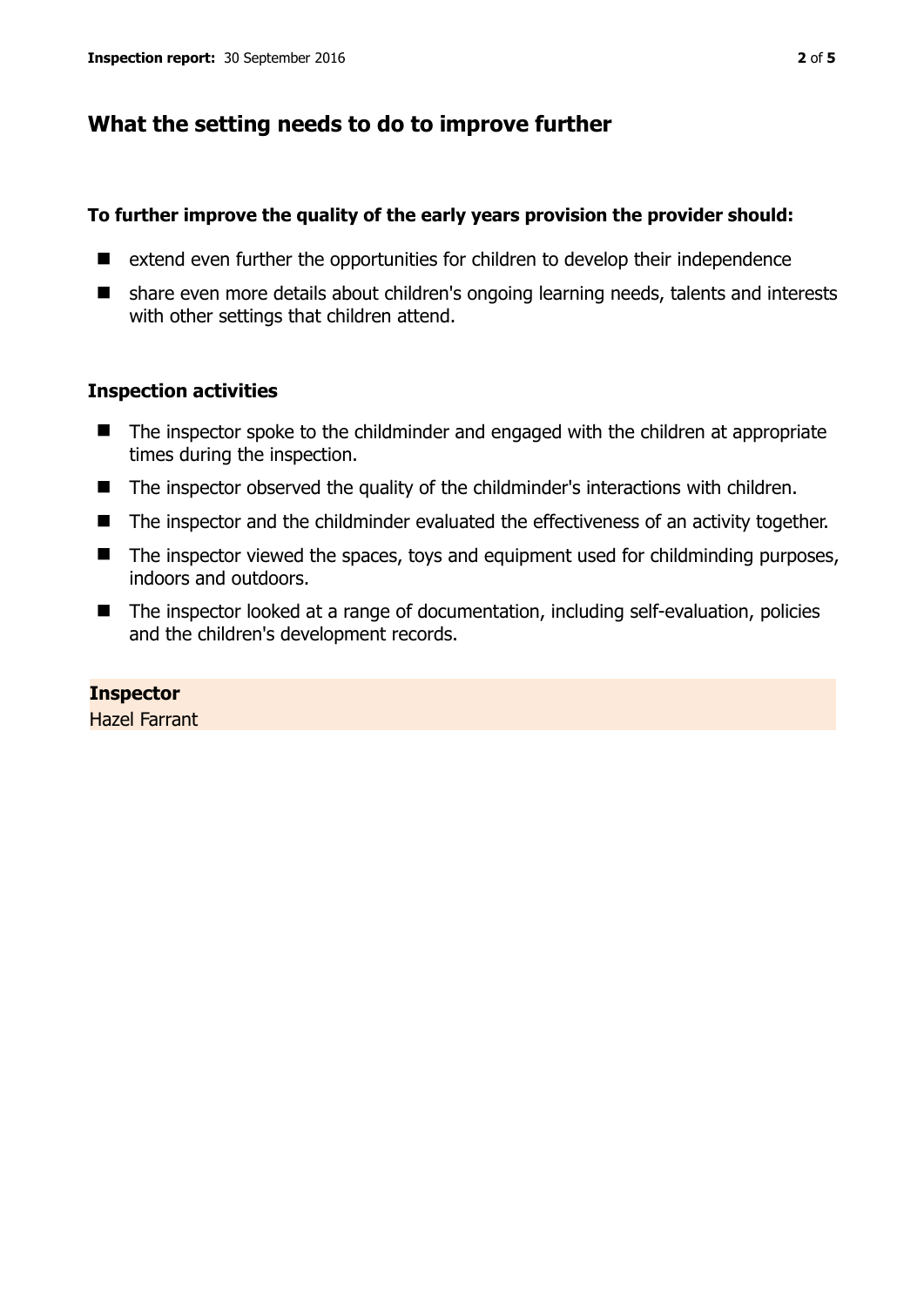## What the setting needs to do to improve further

**To further improve the quality of the early years provision the provider should:**

- extend even further the opportunities for children to develop their independence
- share even more details about children's ongoing learning needs, talents and interests with other settings that children attend.

### Inspection activities

- The inspector spoke to the childminder and engaged with the children at appropriate times during the inspection.
- The inspector observed the quality of the childminder's interactions with children.
- The inspector and the childminder evaluated the effectiveness of an activity together.
- The inspector viewed the spaces, toys and equipment used for childminding purposes, indoors and outdoors.
- The inspector looked at a range of documentation, including self-evaluation, policies and the children's development records.

**Inspector**
Hazel Farrant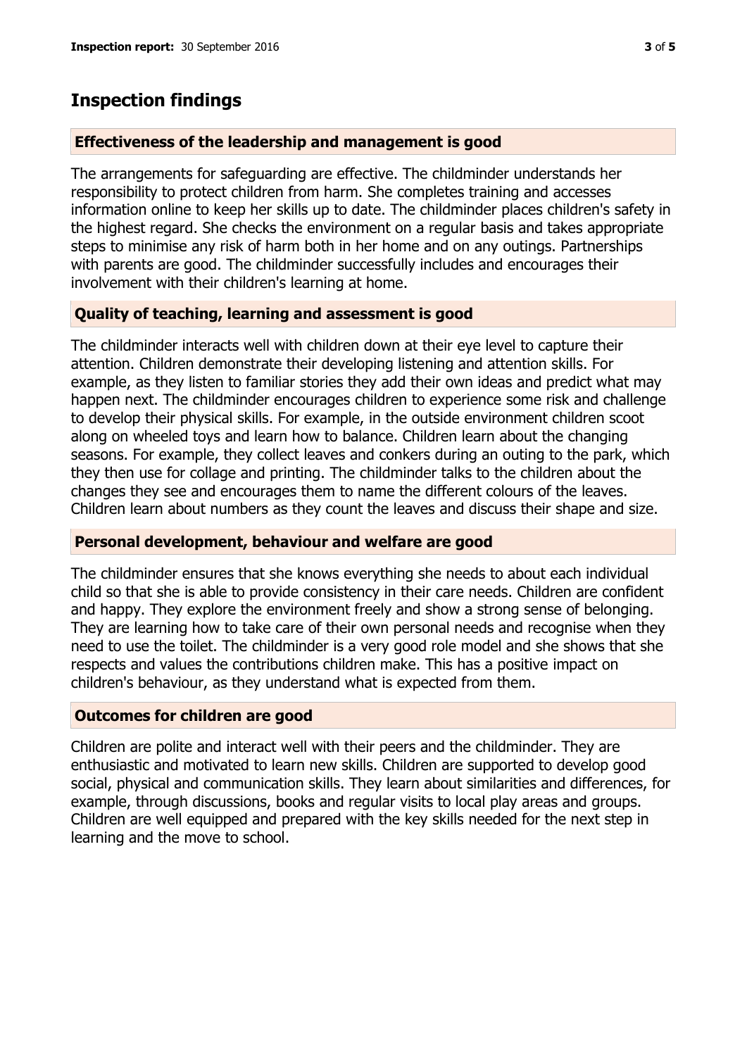## Inspection findings

### Effectiveness of the leadership and management is good

The arrangements for safeguarding are effective. The childminder understands her responsibility to protect children from harm. She completes training and accesses information online to keep her skills up to date. The childminder places children's safety in the highest regard. She checks the environment on a regular basis and takes appropriate steps to minimise any risk of harm both in her home and on any outings. Partnerships with parents are good. The childminder successfully includes and encourages their involvement with their children's learning at home.

### Quality of teaching, learning and assessment is good

The childminder interacts well with children down at their eye level to capture their attention. Children demonstrate their developing listening and attention skills. For example, as they listen to familiar stories they add their own ideas and predict what may happen next. The childminder encourages children to experience some risk and challenge to develop their physical skills. For example, in the outside environment children scoot along on wheeled toys and learn how to balance. Children learn about the changing seasons. For example, they collect leaves and conkers during an outing to the park, which they then use for collage and printing. The childminder talks to the children about the changes they see and encourages them to name the different colours of the leaves. Children learn about numbers as they count the leaves and discuss their shape and size.

### Personal development, behaviour and welfare are good

The childminder ensures that she knows everything she needs to about each individual child so that she is able to provide consistency in their care needs. Children are confident and happy. They explore the environment freely and show a strong sense of belonging. They are learning how to take care of their own personal needs and recognise when they need to use the toilet. The childminder is a very good role model and she shows that she respects and values the contributions children make. This has a positive impact on children's behaviour, as they understand what is expected from them.

### Outcomes for children are good

Children are polite and interact well with their peers and the childminder. They are enthusiastic and motivated to learn new skills. Children are supported to develop good social, physical and communication skills. They learn about similarities and differences, for example, through discussions, books and regular visits to local play areas and groups. Children are well equipped and prepared with the key skills needed for the next step in learning and the move to school.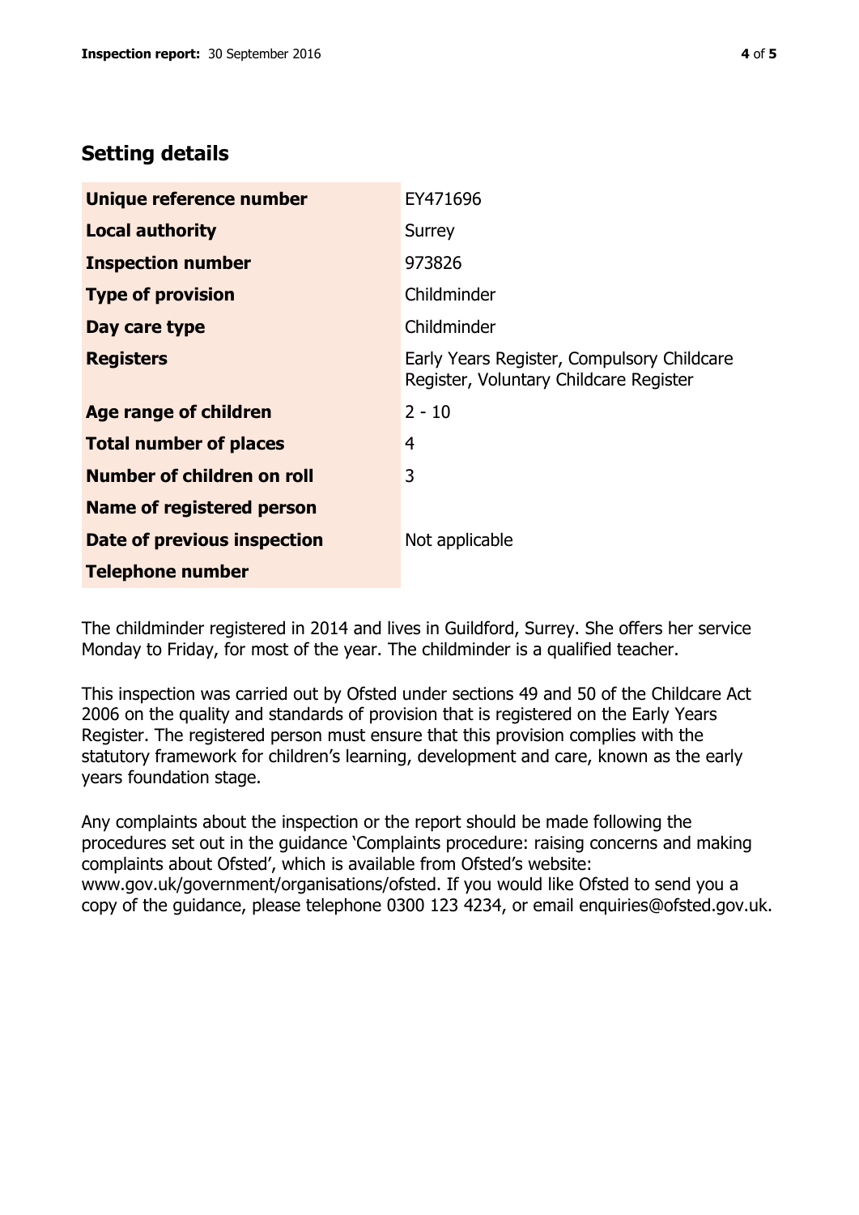## Setting details

| | |
|---|---|
| **Unique reference number** | EY471696 |
| **Local authority** | Surrey |
| **Inspection number** | 973826 |
| **Type of provision** | Childminder |
| **Day care type** | Childminder |
| **Registers** | Early Years Register, Compulsory Childcare Register, Voluntary Childcare Register |
| **Age range of children** | 2 - 10 |
| **Total number of places** | 4 |
| **Number of children on roll** | 3 |
| **Name of registered person** | |
| **Date of previous inspection** | Not applicable |
| **Telephone number** | |

The childminder registered in 2014 and lives in Guildford, Surrey. She offers her service Monday to Friday, for most of the year. The childminder is a qualified teacher.

This inspection was carried out by Ofsted under sections 49 and 50 of the Childcare Act 2006 on the quality and standards of provision that is registered on the Early Years Register. The registered person must ensure that this provision complies with the statutory framework for children's learning, development and care, known as the early years foundation stage.

Any complaints about the inspection or the report should be made following the procedures set out in the guidance 'Complaints procedure: raising concerns and making complaints about Ofsted', which is available from Ofsted's website: www.gov.uk/government/organisations/ofsted. If you would like Ofsted to send you a copy of the guidance, please telephone 0300 123 4234, or email enquiries@ofsted.gov.uk.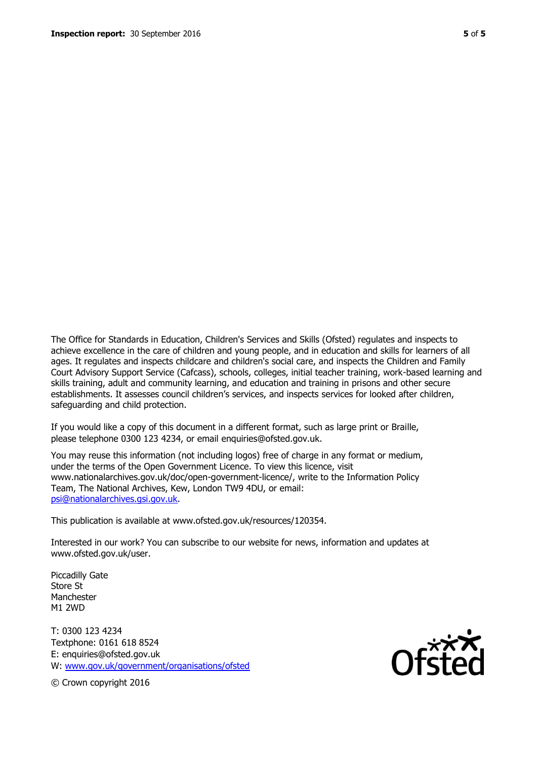The Office for Standards in Education, Children's Services and Skills (Ofsted) regulates and inspects to achieve excellence in the care of children and young people, and in education and skills for learners of all ages. It regulates and inspects childcare and children's social care, and inspects the Children and Family Court Advisory Support Service (Cafcass), schools, colleges, initial teacher training, work-based learning and skills training, adult and community learning, and education and training in prisons and other secure establishments. It assesses council children's services, and inspects services for looked after children, safeguarding and child protection.

If you would like a copy of this document in a different format, such as large print or Braille, please telephone 0300 123 4234, or email enquiries@ofsted.gov.uk.

You may reuse this information (not including logos) free of charge in any format or medium, under the terms of the Open Government Licence. To view this licence, visit www.nationalarchives.gov.uk/doc/open-government-licence/, write to the Information Policy Team, The National Archives, Kew, London TW9 4DU, or email: psi@nationalarchives.gsi.gov.uk.

This publication is available at www.ofsted.gov.uk/resources/120354.

Interested in our work? You can subscribe to our website for news, information and updates at www.ofsted.gov.uk/user.

Piccadilly Gate
Store St
Manchester
M1 2WD

T: 0300 123 4234
Textphone: 0161 618 8524
E: enquiries@ofsted.gov.uk
W: www.gov.uk/government/organisations/ofsted

© Crown copyright 2016